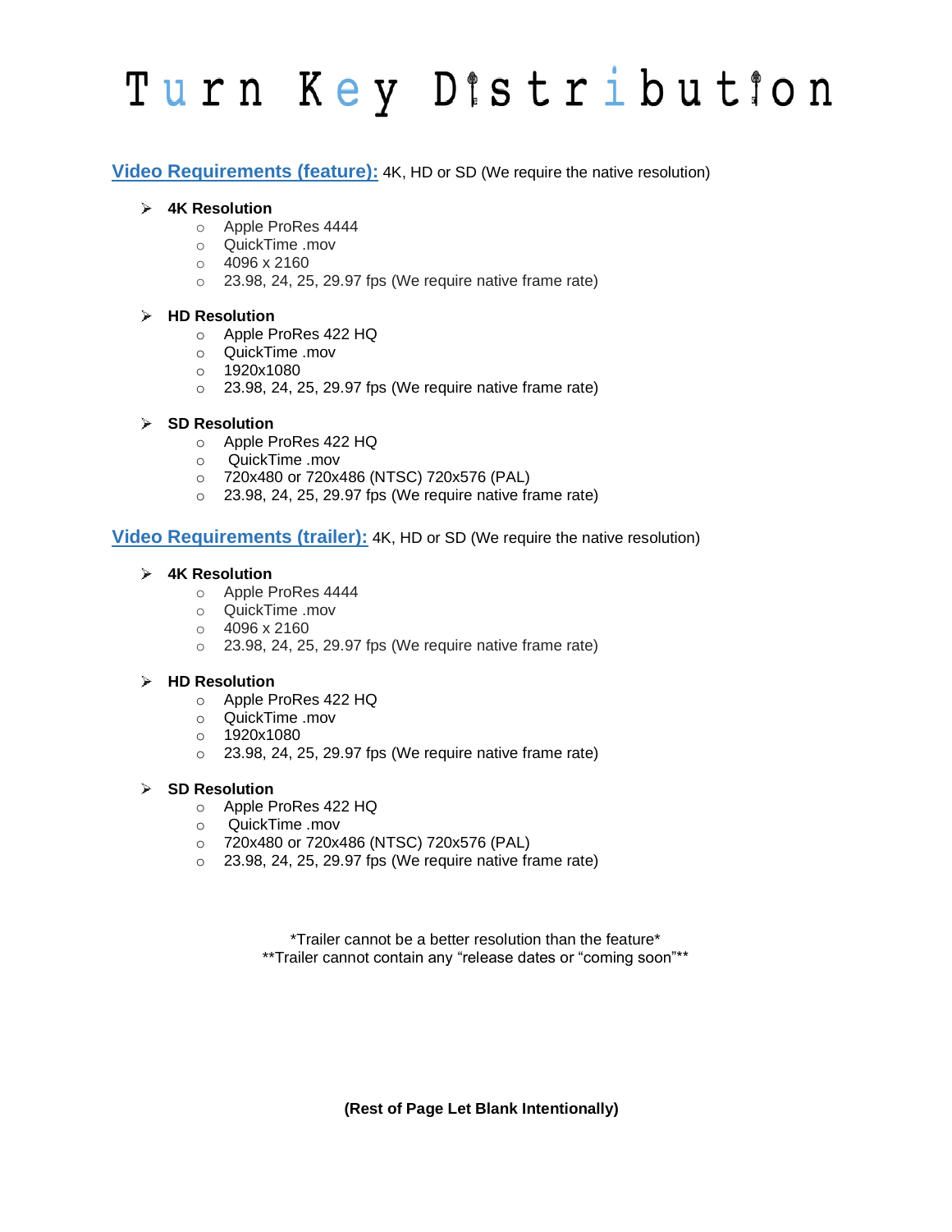# Turn Key Distribution

**Video Requirements (feature):** 4K, HD or SD (We require the native resolution)

- **4K Resolution**
  - Apple ProRes 4444
  - QuickTime .mov
  - 4096 x 2160
  - 23.98, 24, 25, 29.97 fps (We require native frame rate)

- **HD Resolution**
  - Apple ProRes 422 HQ
  - QuickTime .mov
  - 1920x1080
  - 23.98, 24, 25, 29.97 fps (We require native frame rate)

- **SD Resolution**
  - Apple ProRes 422 HQ
  - QuickTime .mov
  - 720x480 or 720x486 (NTSC) 720x576 (PAL)
  - 23.98, 24, 25, 29.97 fps (We require native frame rate)

**Video Requirements (trailer):** 4K, HD or SD (We require the native resolution)

- **4K Resolution**
  - Apple ProRes 4444
  - QuickTime .mov
  - 4096 x 2160
  - 23.98, 24, 25, 29.97 fps (We require native frame rate)

- **HD Resolution**
  - Apple ProRes 422 HQ
  - QuickTime .mov
  - 1920x1080
  - 23.98, 24, 25, 29.97 fps (We require native frame rate)

- **SD Resolution**
  - Apple ProRes 422 HQ
  - QuickTime .mov
  - 720x480 or 720x486 (NTSC) 720x576 (PAL)
  - 23.98, 24, 25, 29.97 fps (We require native frame rate)

*Trailer cannot be a better resolution than the feature*

**Trailer cannot contain any "release dates or "coming soon"**

**(Rest of Page Let Blank Intentionally)**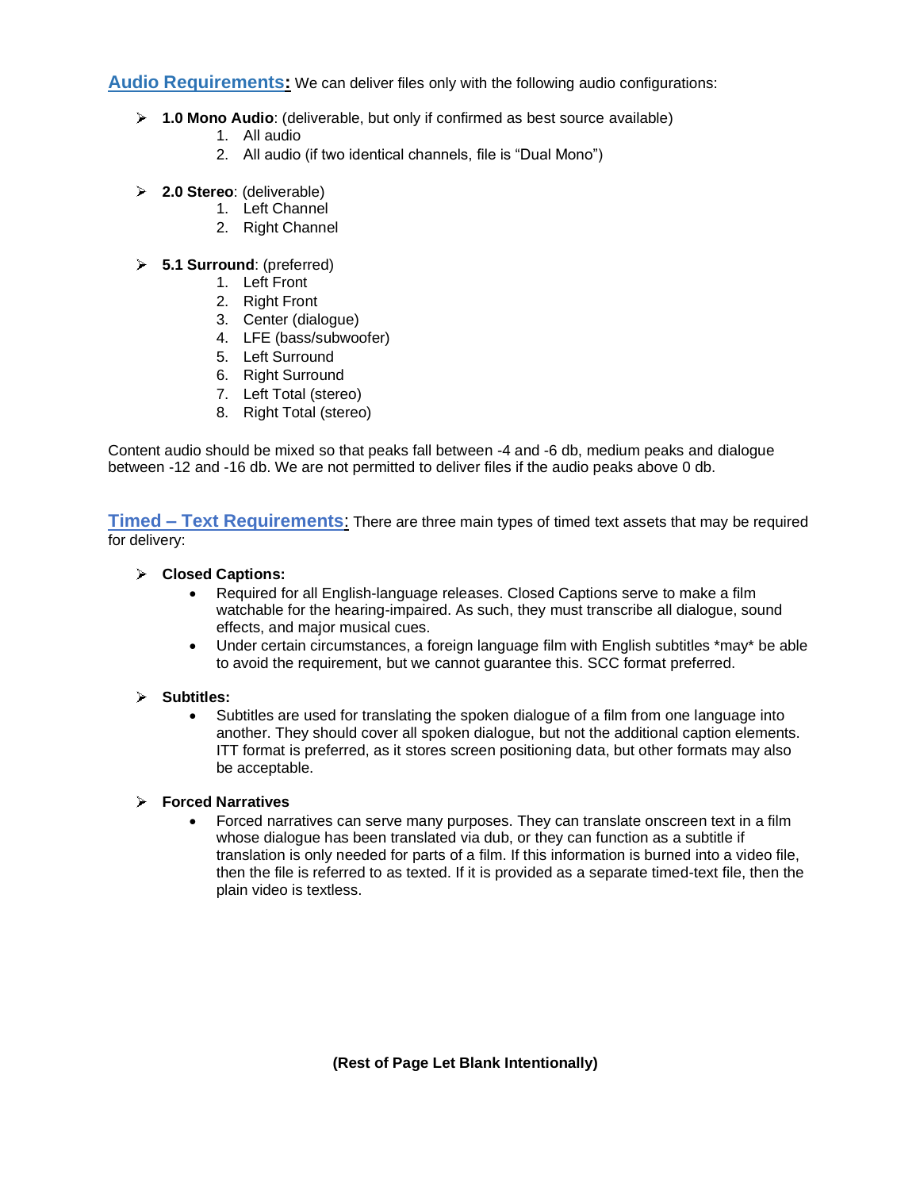**Audio Requirements:** We can deliver files only with the following audio configurations:

- **1.0 Mono Audio**: (deliverable, but only if confirmed as best source available)
    1. All audio
    2. All audio (if two identical channels, file is "Dual Mono")

- **2.0 Stereo**: (deliverable)
    1. Left Channel
    2. Right Channel

- **5.1 Surround**: (preferred)
    1. Left Front
    2. Right Front
    3. Center (dialogue)
    4. LFE (bass/subwoofer)
    5. Left Surround
    6. Right Surround
    7. Left Total (stereo)
    8. Right Total (stereo)

Content audio should be mixed so that peaks fall between -4 and -6 db, medium peaks and dialogue between -12 and -16 db. We are not permitted to deliver files if the audio peaks above 0 db.

**Timed – Text Requirements**: There are three main types of timed text assets that may be required for delivery:

- **Closed Captions:**
    - Required for all English-language releases. Closed Captions serve to make a film watchable for the hearing-impaired. As such, they must transcribe all dialogue, sound effects, and major musical cues.
    - Under certain circumstances, a foreign language film with English subtitles *may* be able to avoid the requirement, but we cannot guarantee this. SCC format preferred.

- **Subtitles:**
    - Subtitles are used for translating the spoken dialogue of a film from one language into another. They should cover all spoken dialogue, but not the additional caption elements. ITT format is preferred, as it stores screen positioning data, but other formats may also be acceptable.

- **Forced Narratives**
    - Forced narratives can serve many purposes. They can translate onscreen text in a film whose dialogue has been translated via dub, or they can function as a subtitle if translation is only needed for parts of a film. If this information is burned into a video file, then the file is referred to as texted. If it is provided as a separate timed-text file, then the plain video is textless.

**(Rest of Page Let Blank Intentionally)**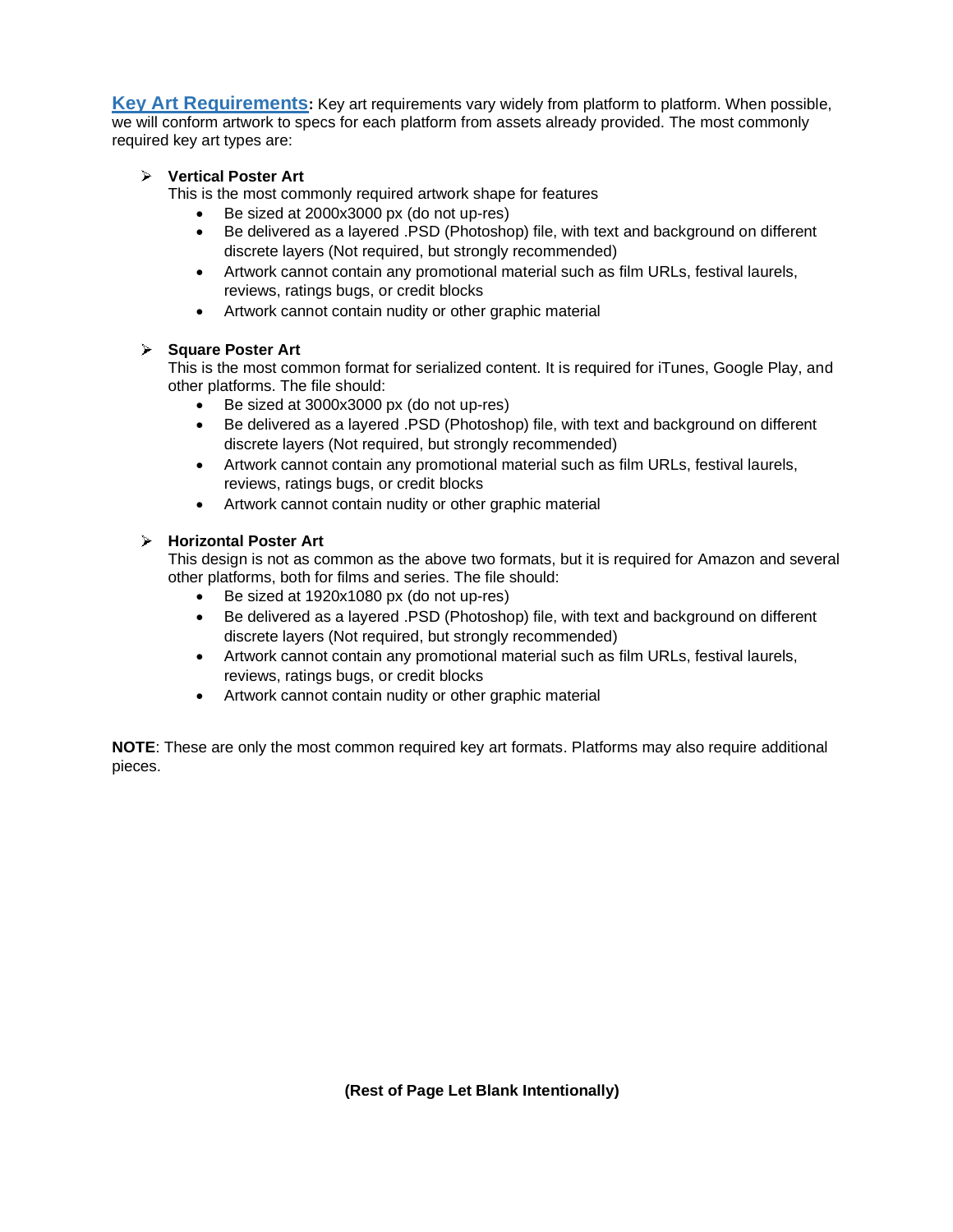**Key Art Requirements:** Key art requirements vary widely from platform to platform. When possible, we will conform artwork to specs for each platform from assets already provided. The most commonly required key art types are:

- **Vertical Poster Art**
  This is the most commonly required artwork shape for features
  - Be sized at 2000x3000 px (do not up-res)
  - Be delivered as a layered .PSD (Photoshop) file, with text and background on different discrete layers (Not required, but strongly recommended)
  - Artwork cannot contain any promotional material such as film URLs, festival laurels, reviews, ratings bugs, or credit blocks
  - Artwork cannot contain nudity or other graphic material

- **Square Poster Art**
  This is the most common format for serialized content. It is required for iTunes, Google Play, and other platforms. The file should:
  - Be sized at 3000x3000 px (do not up-res)
  - Be delivered as a layered .PSD (Photoshop) file, with text and background on different discrete layers (Not required, but strongly recommended)
  - Artwork cannot contain any promotional material such as film URLs, festival laurels, reviews, ratings bugs, or credit blocks
  - Artwork cannot contain nudity or other graphic material

- **Horizontal Poster Art**
  This design is not as common as the above two formats, but it is required for Amazon and several other platforms, both for films and series. The file should:
  - Be sized at 1920x1080 px (do not up-res)
  - Be delivered as a layered .PSD (Photoshop) file, with text and background on different discrete layers (Not required, but strongly recommended)
  - Artwork cannot contain any promotional material such as film URLs, festival laurels, reviews, ratings bugs, or credit blocks
  - Artwork cannot contain nudity or other graphic material

**NOTE**: These are only the most common required key art formats. Platforms may also require additional pieces.

**(Rest of Page Let Blank Intentionally)**